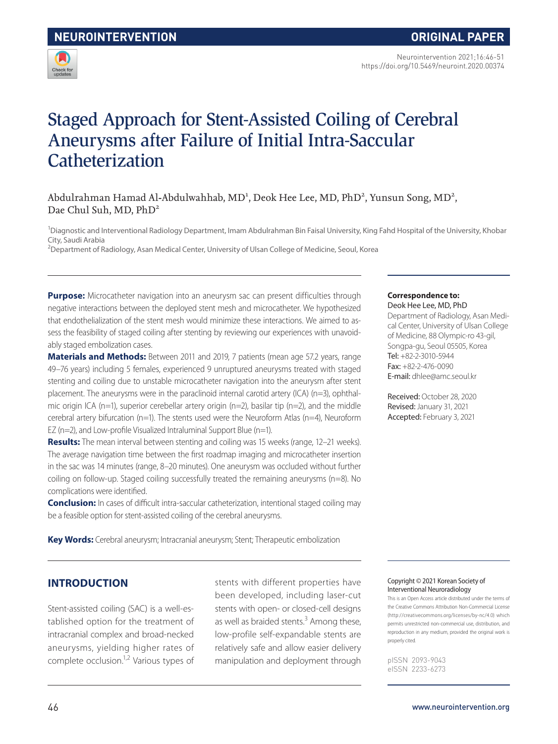# Staged Approach for Stent-Assisted Coiling of Cerebral Aneurysms after Failure of Initial Intra-Saccular Catheterization

Abdulrahman Hamad Al-Abdulwahhab, MD[1], Deok Hee Lee, MD, PhD[2], Yunsun Song, MD[2], Dae Chul Suh, MD, PhD[2]

[1]Diagnostic and Interventional Radiology Department, Imam Abdulrahman Bin Faisal University, King Fahd Hospital of the University, Khobar City, Saudi Arabia
[2]Department of Radiology, Asan Medical Center, University of Ulsan College of Medicine, Seoul, Korea

**Purpose:** Microcatheter navigation into an aneurysm sac can present difficulties through negative interactions between the deployed stent mesh and microcatheter. We hypothesized that endothelialization of the stent mesh would minimize these interactions. We aimed to assess the feasibility of staged coiling after stenting by reviewing our experiences with unavoidably staged embolization cases.

**Materials and Methods:** Between 2011 and 2019, 7 patients (mean age 57.2 years, range 49–76 years) including 5 females, experienced 9 unruptured aneurysms treated with staged stenting and coiling due to unstable microcatheter navigation into the aneurysm after stent placement. The aneurysms were in the paraclinoid internal carotid artery (ICA) (n=3), ophthalmic origin ICA (n=1), superior cerebellar artery origin (n=2), basilar tip (n=2), and the middle cerebral artery bifurcation (n=1). The stents used were the Neuroform Atlas (n=4), Neuroform EZ (n=2), and Low-profile Visualized Intraluminal Support Blue (n=1).

**Results:** The mean interval between stenting and coiling was 15 weeks (range, 12–21 weeks). The average navigation time between the first roadmap imaging and microcatheter insertion in the sac was 14 minutes (range, 8–20 minutes). One aneurysm was occluded without further coiling on follow-up. Staged coiling successfully treated the remaining aneurysms (n=8). No complications were identified.

**Conclusion:** In cases of difficult intra-saccular catheterization, intentional staged coiling may be a feasible option for stent-assisted coiling of the cerebral aneurysms.

**Key Words:** Cerebral aneurysm; Intracranial aneurysm; Stent; Therapeutic embolization

**Correspondence to:**
Deok Hee Lee, MD, PhD
Department of Radiology, Asan Medical Center, University of Ulsan College of Medicine, 88 Olympic-ro 43-gil, Songpa-gu, Seoul 05505, Korea
Tel: +82-2-3010-5944
Fax: +82-2-476-0090
E-mail: dhlee@amc.seoul.kr

Received: October 28, 2020
Revised: January 31, 2021
Accepted: February 3, 2021

Copyright © 2021 Korean Society of Interventional Neuroradiology
This is an Open Access article distributed under the terms of the Creative Commons Attribution Non-Commercial License (http://creativecommons.org/licenses/by-nc/4.0) which permits unrestricted non-commercial use, distribution, and reproduction in any medium, provided the original work is properly cited.

pISSN 2093-9043
eISSN 2233-6273

## INTRODUCTION

Stent-assisted coiling (SAC) is a well-established option for the treatment of intracranial complex and broad-necked aneurysms, yielding higher rates of complete occlusion.[1,2] Various types of stents with different properties have been developed, including laser-cut stents with open- or closed-cell designs as well as braided stents.[3] Among these, low-profile self-expandable stents are relatively safe and allow easier delivery manipulation and deployment through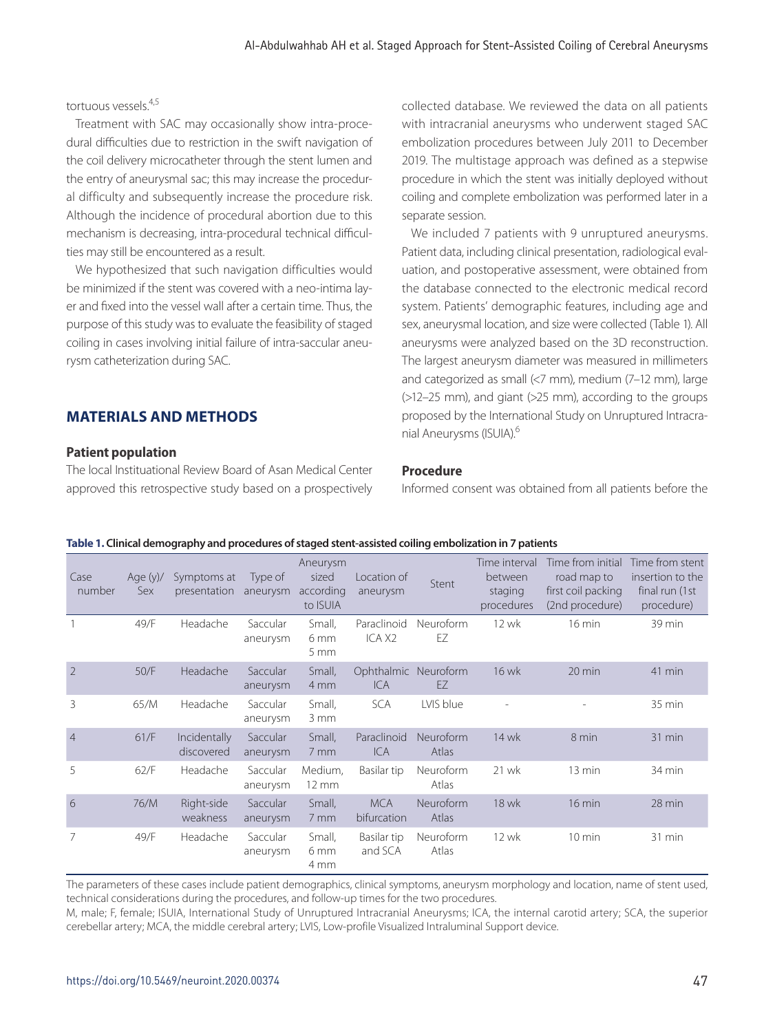tortuous vessels.[4,5]

Treatment with SAC may occasionally show intra-procedural difficulties due to restriction in the swift navigation of the coil delivery microcatheter through the stent lumen and the entry of aneurysmal sac; this may increase the procedural difficulty and subsequently increase the procedure risk. Although the incidence of procedural abortion due to this mechanism is decreasing, intra-procedural technical difficulties may still be encountered as a result.

We hypothesized that such navigation difficulties would be minimized if the stent was covered with a neo-intima layer and fixed into the vessel wall after a certain time. Thus, the purpose of this study was to evaluate the feasibility of staged coiling in cases involving initial failure of intra-saccular aneurysm catheterization during SAC.

## MATERIALS AND METHODS

### Patient population

The local Instituational Review Board of Asan Medical Center approved this retrospective study based on a prospectively collected database. We reviewed the data on all patients with intracranial aneurysms who underwent staged SAC embolization procedures between July 2011 to December 2019. The multistage approach was defined as a stepwise procedure in which the stent was initially deployed without coiling and complete embolization was performed later in a separate session.

We included 7 patients with 9 unruptured aneurysms. Patient data, including clinical presentation, radiological evaluation, and postoperative assessment, were obtained from the database connected to the electronic medical record system. Patients' demographic features, including age and sex, aneurysmal location, and size were collected (Table 1). All aneurysms were analyzed based on the 3D reconstruction. The largest aneurysm diameter was measured in millimeters and categorized as small (<7 mm), medium (7–12 mm), large (>12–25 mm), and giant (>25 mm), according to the groups proposed by the International Study on Unruptured Intracranial Aneurysms (ISUIA).[6]

### Procedure

Informed consent was obtained from all patients before the

**Table 1. Clinical demography and procedures of staged stent-assisted coiling embolization in 7 patients**

| Case number | Age (y)/Sex | Symptoms at presentation | Type of aneurysm | Aneurysm sized according to ISUIA | Location of aneurysm | Stent | Time interval between staging procedures | Time from initial road map to first coil packing (2nd procedure) | Time from stent insertion to the final run (1st procedure) |
|---|---|---|---|---|---|---|---|---|---|
| 1 | 49/F | Headache | Saccular aneurysm | Small, 6 mm 5 mm | Paraclinoid ICA X2 | Neuroform EZ | 12 wk | 16 min | 39 min |
| 2 | 50/F | Headache | Saccular aneurysm | Small, 4 mm | Ophthalmic ICA | Neuroform EZ | 16 wk | 20 min | 41 min |
| 3 | 65/M | Headache | Saccular aneurysm | Small, 3 mm | SCA | LVIS blue | - | - | 35 min |
| 4 | 61/F | Incidentally discovered | Saccular aneurysm | Small, 7 mm | Paraclinoid ICA | Neuroform Atlas | 14 wk | 8 min | 31 min |
| 5 | 62/F | Headache | Saccular aneurysm | Medium, 12 mm | Basilar tip | Neuroform Atlas | 21 wk | 13 min | 34 min |
| 6 | 76/M | Right-side weakness | Saccular aneurysm | Small, 7 mm | MCA bifurcation | Neuroform Atlas | 18 wk | 16 min | 28 min |
| 7 | 49/F | Headache | Saccular aneurysm | Small, 6 mm 4 mm | Basilar tip and SCA | Neuroform Atlas | 12 wk | 10 min | 31 min |

The parameters of these cases include patient demographics, clinical symptoms, aneurysm morphology and location, name of stent used, technical considerations during the procedures, and follow-up times for the two procedures.

M, male; F, female; ISUIA, International Study of Unruptured Intracranial Aneurysms; ICA, the internal carotid artery; SCA, the superior cerebellar artery; MCA, the middle cerebral artery; LVIS, Low-profile Visualized Intraluminal Support device.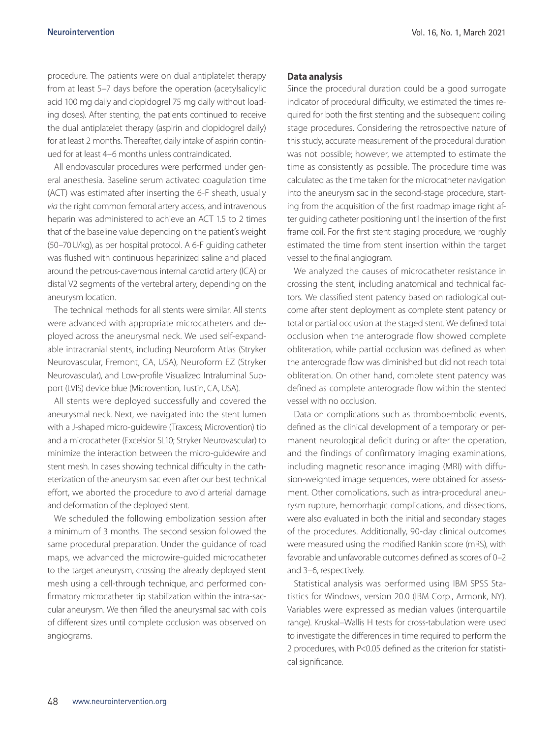procedure. The patients were on dual antiplatelet therapy from at least 5–7 days before the operation (acetylsalicylic acid 100 mg daily and clopidogrel 75 mg daily without loading doses). After stenting, the patients continued to receive the dual antiplatelet therapy (aspirin and clopidogrel daily) for at least 2 months. Thereafter, daily intake of aspirin continued for at least 4–6 months unless contraindicated.

All endovascular procedures were performed under general anesthesia. Baseline serum activated coagulation time (ACT) was estimated after inserting the 6-F sheath, usually *via* the right common femoral artery access, and intravenous heparin was administered to achieve an ACT 1.5 to 2 times that of the baseline value depending on the patient's weight (50–70 U/kg), as per hospital protocol. A 6-F guiding catheter was flushed with continuous heparinized saline and placed around the petrous-cavernous internal carotid artery (ICA) or distal V2 segments of the vertebral artery, depending on the aneurysm location.

The technical methods for all stents were similar. All stents were advanced with appropriate microcatheters and deployed across the aneurysmal neck. We used self-expandable intracranial stents, including Neuroform Atlas (Stryker Neurovascular, Fremont, CA, USA), Neuroform EZ (Stryker Neurovascular), and Low-profile Visualized Intraluminal Support (LVIS) device blue (Microvention, Tustin, CA, USA).

All stents were deployed successfully and covered the aneurysmal neck. Next, we navigated into the stent lumen with a J-shaped micro-guidewire (Traxcess; Microvention) tip and a microcatheter (Excelsior SL10; Stryker Neurovascular) to minimize the interaction between the micro-guidewire and stent mesh. In cases showing technical difficulty in the catheterization of the aneurysm sac even after our best technical effort, we aborted the procedure to avoid arterial damage and deformation of the deployed stent.

We scheduled the following embolization session after a minimum of 3 months. The second session followed the same procedural preparation. Under the guidance of road maps, we advanced the microwire-guided microcatheter to the target aneurysm, crossing the already deployed stent mesh using a cell-through technique, and performed confirmatory microcatheter tip stabilization within the intra-saccular aneurysm. We then filled the aneurysmal sac with coils of different sizes until complete occlusion was observed on angiograms.

**Data analysis**

Since the procedural duration could be a good surrogate indicator of procedural difficulty, we estimated the times required for both the first stenting and the subsequent coiling stage procedures. Considering the retrospective nature of this study, accurate measurement of the procedural duration was not possible; however, we attempted to estimate the time as consistently as possible. The procedure time was calculated as the time taken for the microcatheter navigation into the aneurysm sac in the second-stage procedure, starting from the acquisition of the first roadmap image right after guiding catheter positioning until the insertion of the first frame coil. For the first stent staging procedure, we roughly estimated the time from stent insertion within the target vessel to the final angiogram.

We analyzed the causes of microcatheter resistance in crossing the stent, including anatomical and technical factors. We classified stent patency based on radiological outcome after stent deployment as complete stent patency or total or partial occlusion at the staged stent. We defined total occlusion when the anterograde flow showed complete obliteration, while partial occlusion was defined as when the anterograde flow was diminished but did not reach total obliteration. On other hand, complete stent patency was defined as complete anterograde flow within the stented vessel with no occlusion.

Data on complications such as thromboembolic events, defined as the clinical development of a temporary or permanent neurological deficit during or after the operation, and the findings of confirmatory imaging examinations, including magnetic resonance imaging (MRI) with diffusion-weighted image sequences, were obtained for assessment. Other complications, such as intra-procedural aneurysm rupture, hemorrhagic complications, and dissections, were also evaluated in both the initial and secondary stages of the procedures. Additionally, 90-day clinical outcomes were measured using the modified Rankin score (mRS), with favorable and unfavorable outcomes defined as scores of 0–2 and 3–6, respectively.

Statistical analysis was performed using IBM SPSS Statistics for Windows, version 20.0 (IBM Corp., Armonk, NY). Variables were expressed as median values (interquartile range). Kruskal–Wallis H tests for cross-tabulation were used to investigate the differences in time required to perform the 2 procedures, with $P<0.05$ defined as the criterion for statistical significance.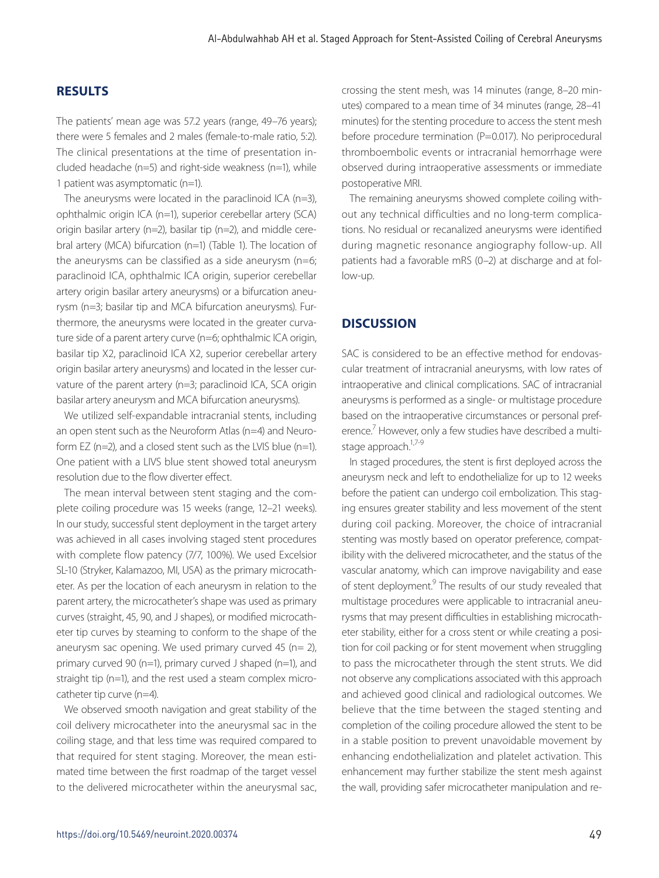## RESULTS

The patients' mean age was 57.2 years (range, 49–76 years); there were 5 females and 2 males (female-to-male ratio, 5:2). The clinical presentations at the time of presentation included headache (n=5) and right-side weakness (n=1), while 1 patient was asymptomatic (n=1).

The aneurysms were located in the paraclinoid ICA (n=3), ophthalmic origin ICA (n=1), superior cerebellar artery (SCA) origin basilar artery (n=2), basilar tip (n=2), and middle cerebral artery (MCA) bifurcation (n=1) (Table 1). The location of the aneurysms can be classified as a side aneurysm (n=6; paraclinoid ICA, ophthalmic ICA origin, superior cerebellar artery origin basilar artery aneurysms) or a bifurcation aneurysm (n=3; basilar tip and MCA bifurcation aneurysms). Furthermore, the aneurysms were located in the greater curvature side of a parent artery curve (n=6; ophthalmic ICA origin, basilar tip X2, paraclinoid ICA X2, superior cerebellar artery origin basilar artery aneurysms) and located in the lesser curvature of the parent artery (n=3; paraclinoid ICA, SCA origin basilar artery aneurysm and MCA bifurcation aneurysms).

We utilized self-expandable intracranial stents, including an open stent such as the Neuroform Atlas (n=4) and Neuroform EZ (n=2), and a closed stent such as the LVIS blue (n=1). One patient with a LIVS blue stent showed total aneurysm resolution due to the flow diverter effect.

The mean interval between stent staging and the complete coiling procedure was 15 weeks (range, 12–21 weeks). In our study, successful stent deployment in the target artery was achieved in all cases involving staged stent procedures with complete flow patency (7/7, 100%). We used Excelsior SL-10 (Stryker, Kalamazoo, MI, USA) as the primary microcatheter. As per the location of each aneurysm in relation to the parent artery, the microcatheter's shape was used as primary curves (straight, 45, 90, and J shapes), or modified microcatheter tip curves by steaming to conform to the shape of the aneurysm sac opening. We used primary curved 45 (n= 2), primary curved 90 (n=1), primary curved J shaped (n=1), and straight tip (n=1), and the rest used a steam complex microcatheter tip curve (n=4).

We observed smooth navigation and great stability of the coil delivery microcatheter into the aneurysmal sac in the coiling stage, and that less time was required compared to that required for stent staging. Moreover, the mean estimated time between the first roadmap of the target vessel to the delivered microcatheter within the aneurysmal sac, crossing the stent mesh, was 14 minutes (range, 8–20 minutes) compared to a mean time of 34 minutes (range, 28–41 minutes) for the stenting procedure to access the stent mesh before procedure termination (P=0.017). No periprocedural thromboembolic events or intracranial hemorrhage were observed during intraoperative assessments or immediate postoperative MRI.

The remaining aneurysms showed complete coiling without any technical difficulties and no long-term complications. No residual or recanalized aneurysms were identified during magnetic resonance angiography follow-up. All patients had a favorable mRS (0–2) at discharge and at follow-up.

## DISCUSSION

SAC is considered to be an effective method for endovascular treatment of intracranial aneurysms, with low rates of intraoperative and clinical complications. SAC of intracranial aneurysms is performed as a single- or multistage procedure based on the intraoperative circumstances or personal preference.[7] However, only a few studies have described a multistage approach.[1,7-9]

In staged procedures, the stent is first deployed across the aneurysm neck and left to endothelialize for up to 12 weeks before the patient can undergo coil embolization. This staging ensures greater stability and less movement of the stent during coil packing. Moreover, the choice of intracranial stenting was mostly based on operator preference, compatibility with the delivered microcatheter, and the status of the vascular anatomy, which can improve navigability and ease of stent deployment.[9] The results of our study revealed that multistage procedures were applicable to intracranial aneurysms that may present difficulties in establishing microcatheter stability, either for a cross stent or while creating a position for coil packing or for stent movement when struggling to pass the microcatheter through the stent struts. We did not observe any complications associated with this approach and achieved good clinical and radiological outcomes. We believe that the time between the staged stenting and completion of the coiling procedure allowed the stent to be in a stable position to prevent unavoidable movement by enhancing endothelialization and platelet activation. This enhancement may further stabilize the stent mesh against the wall, providing safer microcatheter manipulation and re-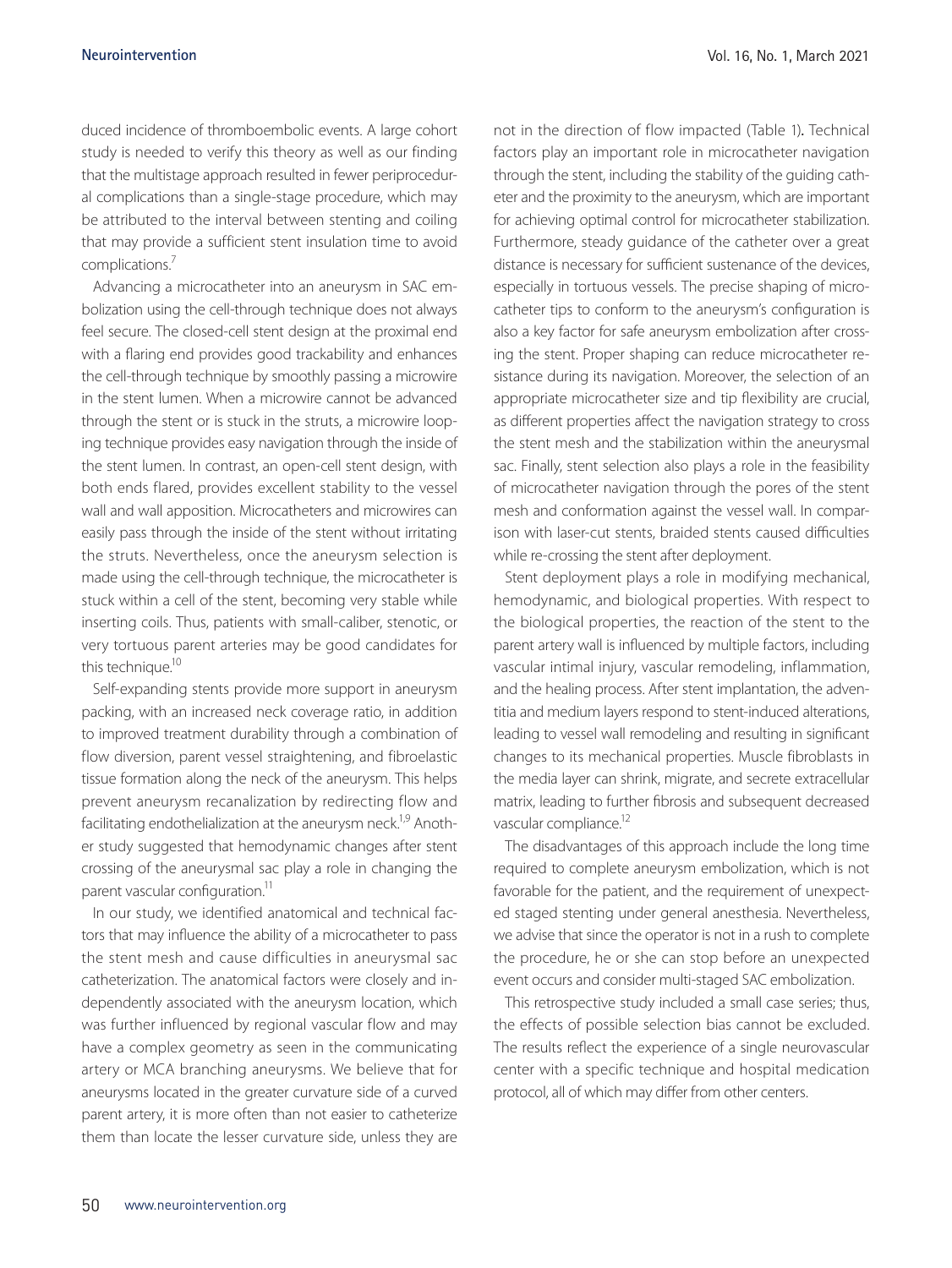duced incidence of thromboembolic events. A large cohort study is needed to verify this theory as well as our finding that the multistage approach resulted in fewer periprocedural complications than a single-stage procedure, which may be attributed to the interval between stenting and coiling that may provide a sufficient stent insulation time to avoid complications.[7]

Advancing a microcatheter into an aneurysm in SAC embolization using the cell-through technique does not always feel secure. The closed-cell stent design at the proximal end with a flaring end provides good trackability and enhances the cell-through technique by smoothly passing a microwire in the stent lumen. When a microwire cannot be advanced through the stent or is stuck in the struts, a microwire looping technique provides easy navigation through the inside of the stent lumen. In contrast, an open-cell stent design, with both ends flared, provides excellent stability to the vessel wall and wall apposition. Microcatheters and microwires can easily pass through the inside of the stent without irritating the struts. Nevertheless, once the aneurysm selection is made using the cell-through technique, the microcatheter is stuck within a cell of the stent, becoming very stable while inserting coils. Thus, patients with small-caliber, stenotic, or very tortuous parent arteries may be good candidates for this technique.[10]

Self-expanding stents provide more support in aneurysm packing, with an increased neck coverage ratio, in addition to improved treatment durability through a combination of flow diversion, parent vessel straightening, and fibroelastic tissue formation along the neck of the aneurysm. This helps prevent aneurysm recanalization by redirecting flow and facilitating endothelialization at the aneurysm neck.[1,9] Another study suggested that hemodynamic changes after stent crossing of the aneurysmal sac play a role in changing the parent vascular configuration.[11]

In our study, we identified anatomical and technical factors that may influence the ability of a microcatheter to pass the stent mesh and cause difficulties in aneurysmal sac catheterization. The anatomical factors were closely and independently associated with the aneurysm location, which was further influenced by regional vascular flow and may have a complex geometry as seen in the communicating artery or MCA branching aneurysms. We believe that for aneurysms located in the greater curvature side of a curved parent artery, it is more often than not easier to catheterize them than locate the lesser curvature side, unless they are not in the direction of flow impacted (Table 1). Technical factors play an important role in microcatheter navigation through the stent, including the stability of the guiding catheter and the proximity to the aneurysm, which are important for achieving optimal control for microcatheter stabilization. Furthermore, steady guidance of the catheter over a great distance is necessary for sufficient sustenance of the devices, especially in tortuous vessels. The precise shaping of microcatheter tips to conform to the aneurysm's configuration is also a key factor for safe aneurysm embolization after crossing the stent. Proper shaping can reduce microcatheter resistance during its navigation. Moreover, the selection of an appropriate microcatheter size and tip flexibility are crucial, as different properties affect the navigation strategy to cross the stent mesh and the stabilization within the aneurysmal sac. Finally, stent selection also plays a role in the feasibility of microcatheter navigation through the pores of the stent mesh and conformation against the vessel wall. In comparison with laser-cut stents, braided stents caused difficulties while re-crossing the stent after deployment.

Stent deployment plays a role in modifying mechanical, hemodynamic, and biological properties. With respect to the biological properties, the reaction of the stent to the parent artery wall is influenced by multiple factors, including vascular intimal injury, vascular remodeling, inflammation, and the healing process. After stent implantation, the adventitia and medium layers respond to stent-induced alterations, leading to vessel wall remodeling and resulting in significant changes to its mechanical properties. Muscle fibroblasts in the media layer can shrink, migrate, and secrete extracellular matrix, leading to further fibrosis and subsequent decreased vascular compliance.[12]

The disadvantages of this approach include the long time required to complete aneurysm embolization, which is not favorable for the patient, and the requirement of unexpected staged stenting under general anesthesia. Nevertheless, we advise that since the operator is not in a rush to complete the procedure, he or she can stop before an unexpected event occurs and consider multi-staged SAC embolization.

This retrospective study included a small case series; thus, the effects of possible selection bias cannot be excluded. The results reflect the experience of a single neurovascular center with a specific technique and hospital medication protocol, all of which may differ from other centers.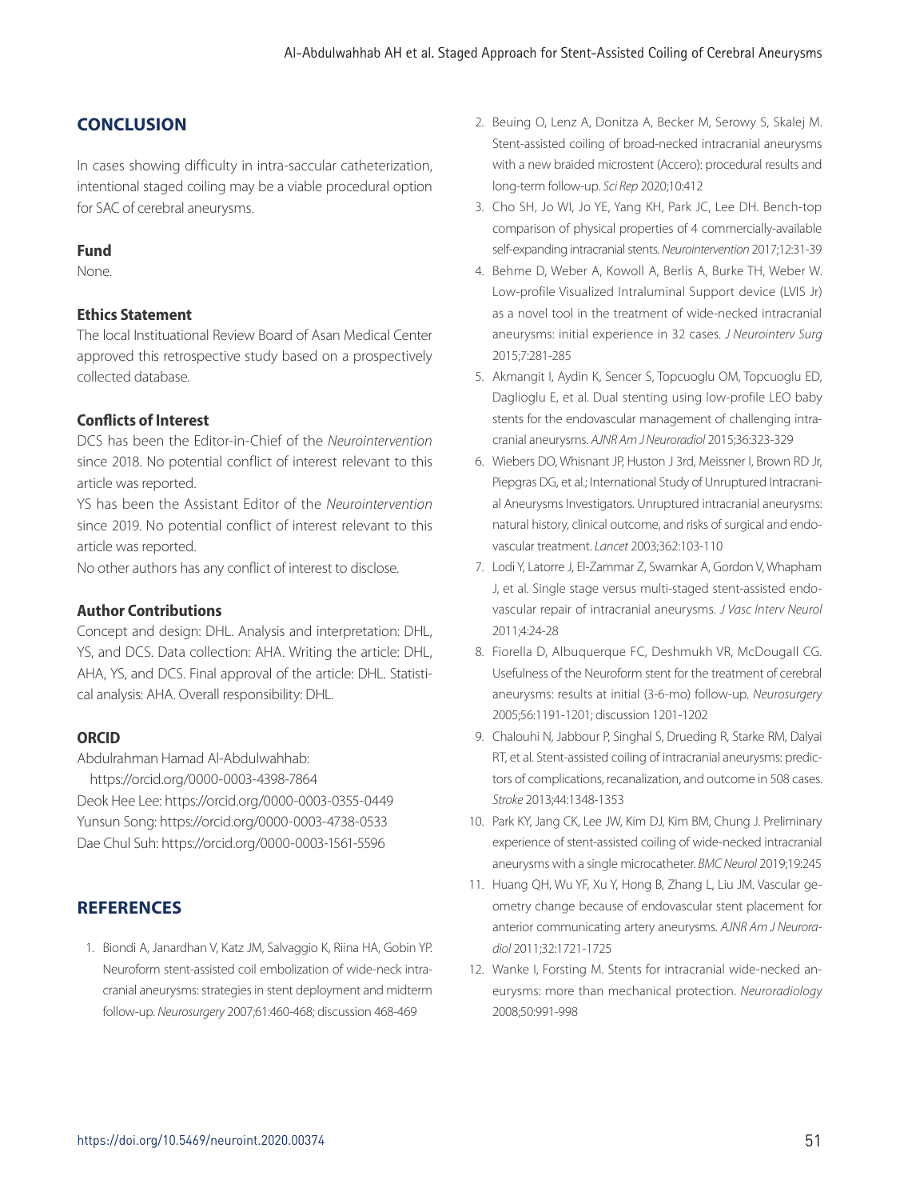## CONCLUSION

In cases showing difficulty in intra-saccular catheterization, intentional staged coiling may be a viable procedural option for SAC of cerebral aneurysms.

### Fund

None.

### Ethics Statement

The local Instituational Review Board of Asan Medical Center approved this retrospective study based on a prospectively collected database.

### Conflicts of Interest

DCS has been the Editor-in-Chief of the *Neurointervention* since 2018. No potential conflict of interest relevant to this article was reported.

YS has been the Assistant Editor of the *Neurointervention* since 2019. No potential conflict of interest relevant to this article was reported.

No other authors has any conflict of interest to disclose.

### Author Contributions

Concept and design: DHL. Analysis and interpretation: DHL, YS, and DCS. Data collection: AHA. Writing the article: DHL, AHA, YS, and DCS. Final approval of the article: DHL. Statistical analysis: AHA. Overall responsibility: DHL.

### ORCID

Abdulrahman Hamad Al-Abdulwahhab:
https://orcid.org/0000-0003-4398-7864
Deok Hee Lee: https://orcid.org/0000-0003-0355-0449
Yunsun Song: https://orcid.org/0000-0003-4738-0533
Dae Chul Suh: https://orcid.org/0000-0003-1561-5596

## REFERENCES

1. Biondi A, Janardhan V, Katz JM, Salvaggio K, Riina HA, Gobin YP. Neuroform stent-assisted coil embolization of wide-neck intracranial aneurysms: strategies in stent deployment and midterm follow-up. *Neurosurgery* 2007;61:460-468; discussion 468-469
2. Beuing O, Lenz A, Donitza A, Becker M, Serowy S, Skalej M. Stent-assisted coiling of broad-necked intracranial aneurysms with a new braided microstent (Accero): procedural results and long-term follow-up. *Sci Rep* 2020;10:412
3. Cho SH, Jo WI, Jo YE, Yang KH, Park JC, Lee DH. Bench-top comparison of physical properties of 4 commercially-available self-expanding intracranial stents. *Neurointervention* 2017;12:31-39
4. Behme D, Weber A, Kowoll A, Berlis A, Burke TH, Weber W. Low-profile Visualized Intraluminal Support device (LVIS Jr) as a novel tool in the treatment of wide-necked intracranial aneurysms: initial experience in 32 cases. *J Neurointerv Surg* 2015;7:281-285
5. Akmangit I, Aydin K, Sencer S, Topcuoglu OM, Topcuoglu ED, Daglioglu E, et al. Dual stenting using low-profile LEO baby stents for the endovascular management of challenging intracranial aneurysms. *AJNR Am J Neuroradiol* 2015;36:323-329
6. Wiebers DO, Whisnant JP, Huston J 3rd, Meissner I, Brown RD Jr, Piepgras DG, et al.; International Study of Unruptured Intracranial Aneurysms Investigators. Unruptured intracranial aneurysms: natural history, clinical outcome, and risks of surgical and endovascular treatment. *Lancet* 2003;362:103-110
7. Lodi Y, Latorre J, El-Zammar Z, Swarnkar A, Gordon V, Whapham J, et al. Single stage versus multi-staged stent-assisted endovascular repair of intracranial aneurysms. *J Vasc Interv Neurol* 2011;4:24-28
8. Fiorella D, Albuquerque FC, Deshmukh VR, McDougall CG. Usefulness of the Neuroform stent for the treatment of cerebral aneurysms: results at initial (3-6-mo) follow-up. *Neurosurgery* 2005;56:1191-1201; discussion 1201-1202
9. Chalouhi N, Jabbour P, Singhal S, Drueding R, Starke RM, Dalyai RT, et al. Stent-assisted coiling of intracranial aneurysms: predictors of complications, recanalization, and outcome in 508 cases. *Stroke* 2013;44:1348-1353
10. Park KY, Jang CK, Lee JW, Kim DJ, Kim BM, Chung J. Preliminary experience of stent-assisted coiling of wide-necked intracranial aneurysms with a single microcatheter. *BMC Neurol* 2019;19:245
11. Huang QH, Wu YF, Xu Y, Hong B, Zhang L, Liu JM. Vascular geometry change because of endovascular stent placement for anterior communicating artery aneurysms. *AJNR Am J Neuroradiol* 2011;32:1721-1725
12. Wanke I, Forsting M. Stents for intracranial wide-necked aneurysms: more than mechanical protection. *Neuroradiology* 2008;50:991-998